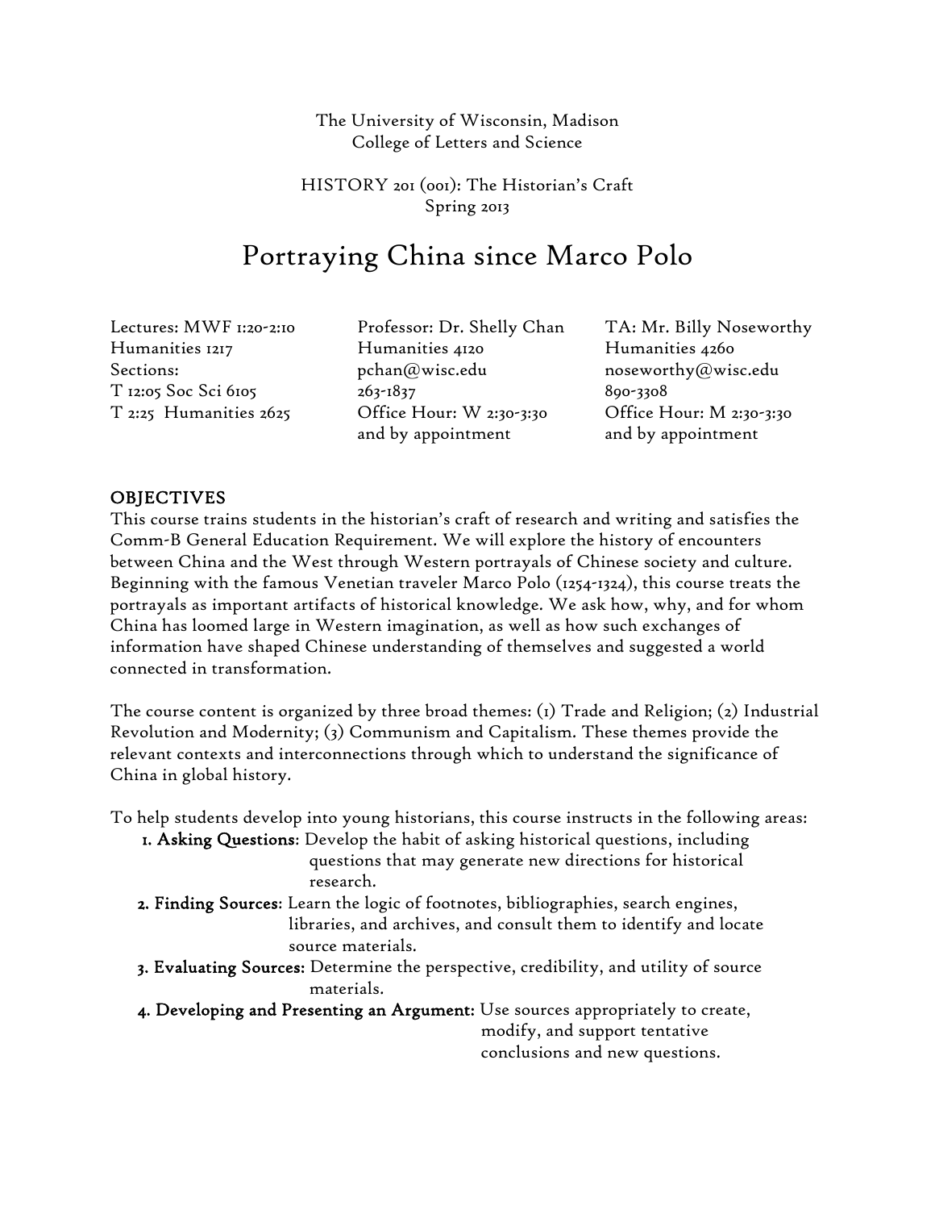The University of Wisconsin, Madison
College of Letters and Science

HISTORY 201 (001): The Historian's Craft
Spring 2013

# Portraying China since Marco Polo

Lectures: MWF 1:20-2:10
Humanities 1217
Sections:
T 12:05 Soc Sci 6105
T 2:25 Humanities 2625

Professor: Dr. Shelly Chan
Humanities 4120
pchan@wisc.edu
263-1837
Office Hour: W 2:30-3:30
and by appointment

TA: Mr. Billy Noseworthy
Humanities 4260
noseworthy@wisc.edu
890-3308
Office Hour: M 2:30-3:30
and by appointment

## OBJECTIVES

This course trains students in the historian's craft of research and writing and satisfies the Comm-B General Education Requirement. We will explore the history of encounters between China and the West through Western portrayals of Chinese society and culture. Beginning with the famous Venetian traveler Marco Polo (1254-1324), this course treats the portrayals as important artifacts of historical knowledge. We ask how, why, and for whom China has loomed large in Western imagination, as well as how such exchanges of information have shaped Chinese understanding of themselves and suggested a world connected in transformation.

The course content is organized by three broad themes: (1) Trade and Religion; (2) Industrial Revolution and Modernity; (3) Communism and Capitalism. These themes provide the relevant contexts and interconnections through which to understand the significance of China in global history.

To help students develop into young historians, this course instructs in the following areas:

1. **Asking Questions**: Develop the habit of asking historical questions, including questions that may generate new directions for historical research.
2. **Finding Sources**: Learn the logic of footnotes, bibliographies, search engines, libraries, and archives, and consult them to identify and locate source materials.
3. **Evaluating Sources:** Determine the perspective, credibility, and utility of source materials.
4. **Developing and Presenting an Argument:** Use sources appropriately to create, modify, and support tentative conclusions and new questions.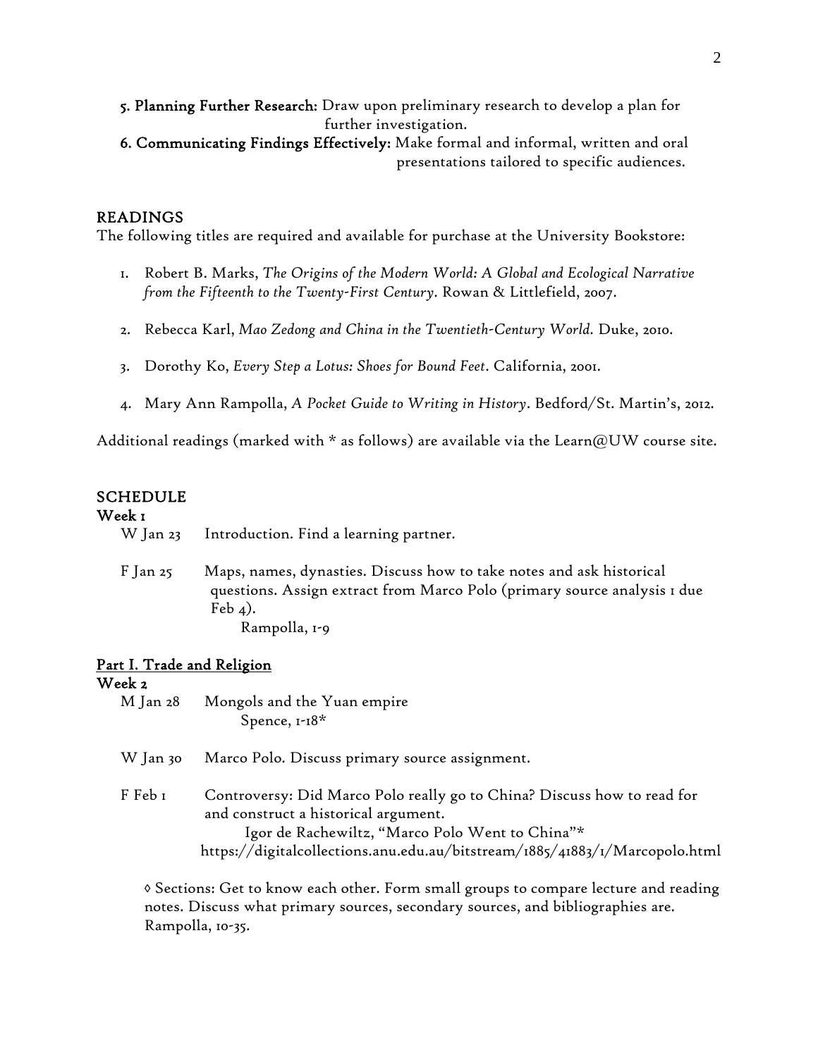5. **Planning Further Research:** Draw upon preliminary research to develop a plan for further investigation.
6. **Communicating Findings Effectively:** Make formal and informal, written and oral presentations tailored to specific audiences.

## READINGS

The following titles are required and available for purchase at the University Bookstore:

1. Robert B. Marks, *The Origins of the Modern World: A Global and Ecological Narrative from the Fifteenth to the Twenty-First Century*. Rowan & Littlefield, 2007.

2. Rebecca Karl, *Mao Zedong and China in the Twentieth-Century World.* Duke, 2010.

3. Dorothy Ko, *Every Step a Lotus: Shoes for Bound Feet*. California, 2001.

4. Mary Ann Rampolla, *A Pocket Guide to Writing in History*. Bedford/St. Martin's, 2012.

Additional readings (marked with * as follows) are available via the Learn@UW course site.

## SCHEDULE

### Week 1

W Jan 23 Introduction. Find a learning partner.

F Jan 25 Maps, names, dynasties. Discuss how to take notes and ask historical questions. Assign extract from Marco Polo (primary source analysis 1 due Feb 4).
Rampolla, 1-9

### <u>Part I. Trade and Religion</u>

### Week 2

M Jan 28 Mongols and the Yuan empire
Spence, 1-18*

W Jan 30 Marco Polo. Discuss primary source assignment.

F Feb 1 Controversy: Did Marco Polo really go to China? Discuss how to read for and construct a historical argument.
Igor de Rachewiltz, "Marco Polo Went to China"*
https://digitalcollections.anu.edu.au/bitstream/1885/41883/1/Marcopolo.html

◊ Sections: Get to know each other. Form small groups to compare lecture and reading notes. Discuss what primary sources, secondary sources, and bibliographies are. Rampolla, 10-35.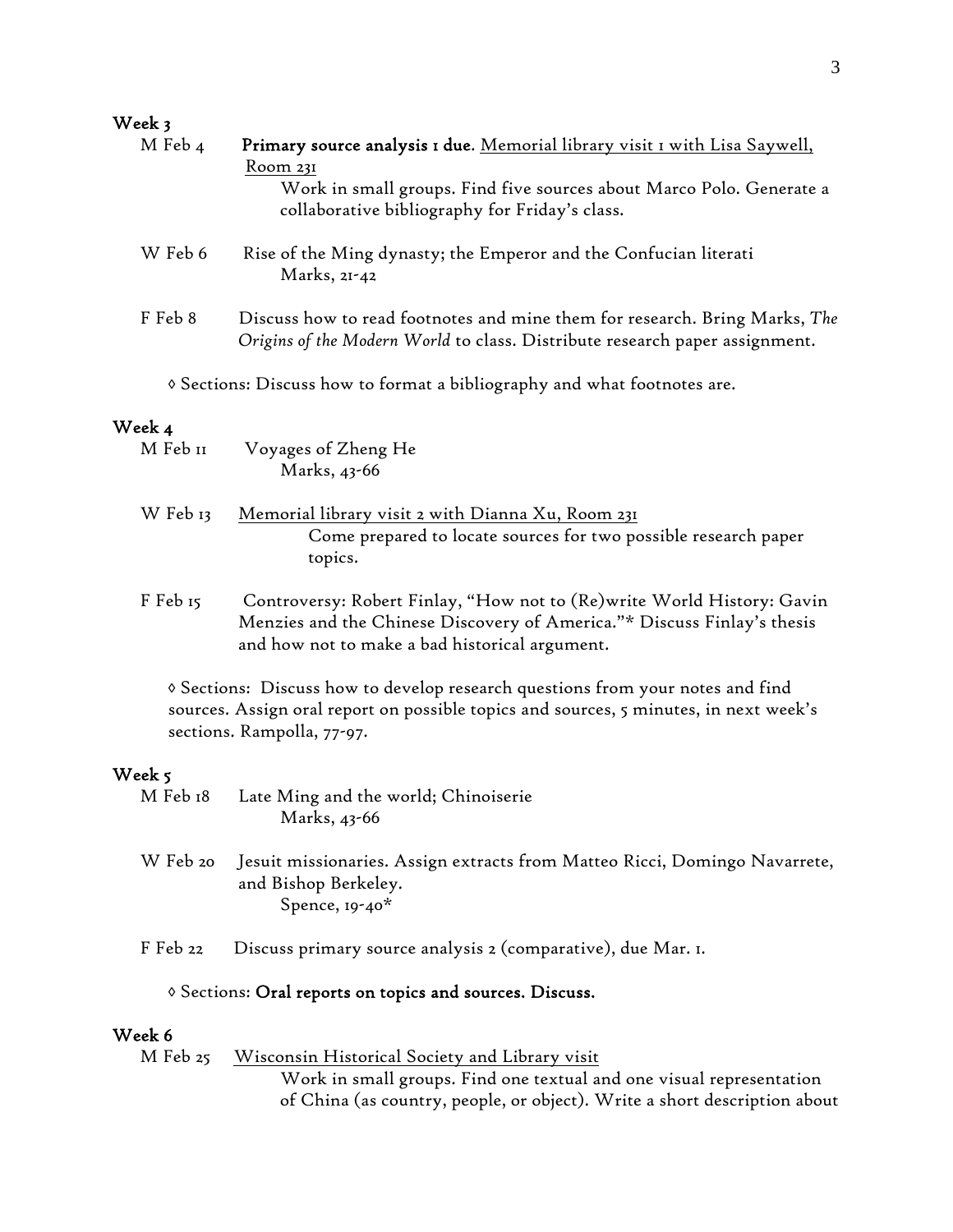## Week 3

M Feb 4 **Primary source analysis 1 due**. Memorial library visit 1 with Lisa Saywell, Room 231

Work in small groups. Find five sources about Marco Polo. Generate a collaborative bibliography for Friday's class.

W Feb 6 Rise of the Ming dynasty; the Emperor and the Confucian literati

Marks, 21-42

F Feb 8 Discuss how to read footnotes and mine them for research. Bring Marks, *The Origins of the Modern World* to class. Distribute research paper assignment.

◊ Sections: Discuss how to format a bibliography and what footnotes are.

## Week 4

M Feb 11 Voyages of Zheng He

Marks, 43-66

W Feb 13 Memorial library visit 2 with Dianna Xu, Room 231

Come prepared to locate sources for two possible research paper topics.

F Feb 15 Controversy: Robert Finlay, "How not to (Re)write World History: Gavin Menzies and the Chinese Discovery of America."* Discuss Finlay's thesis and how not to make a bad historical argument.

◊ Sections: Discuss how to develop research questions from your notes and find sources. Assign oral report on possible topics and sources, 5 minutes, in next week's sections. Rampolla, 77-97.

## Week 5

M Feb 18 Late Ming and the world; Chinoiserie

Marks, 43-66

W Feb 20 Jesuit missionaries. Assign extracts from Matteo Ricci, Domingo Navarrete, and Bishop Berkeley.

Spence, 19-40*

F Feb 22 Discuss primary source analysis 2 (comparative), due Mar. 1.

◊ Sections: **Oral reports on topics and sources. Discuss.**

## Week 6

M Feb 25 Wisconsin Historical Society and Library visit

Work in small groups. Find one textual and one visual representation of China (as country, people, or object). Write a short description about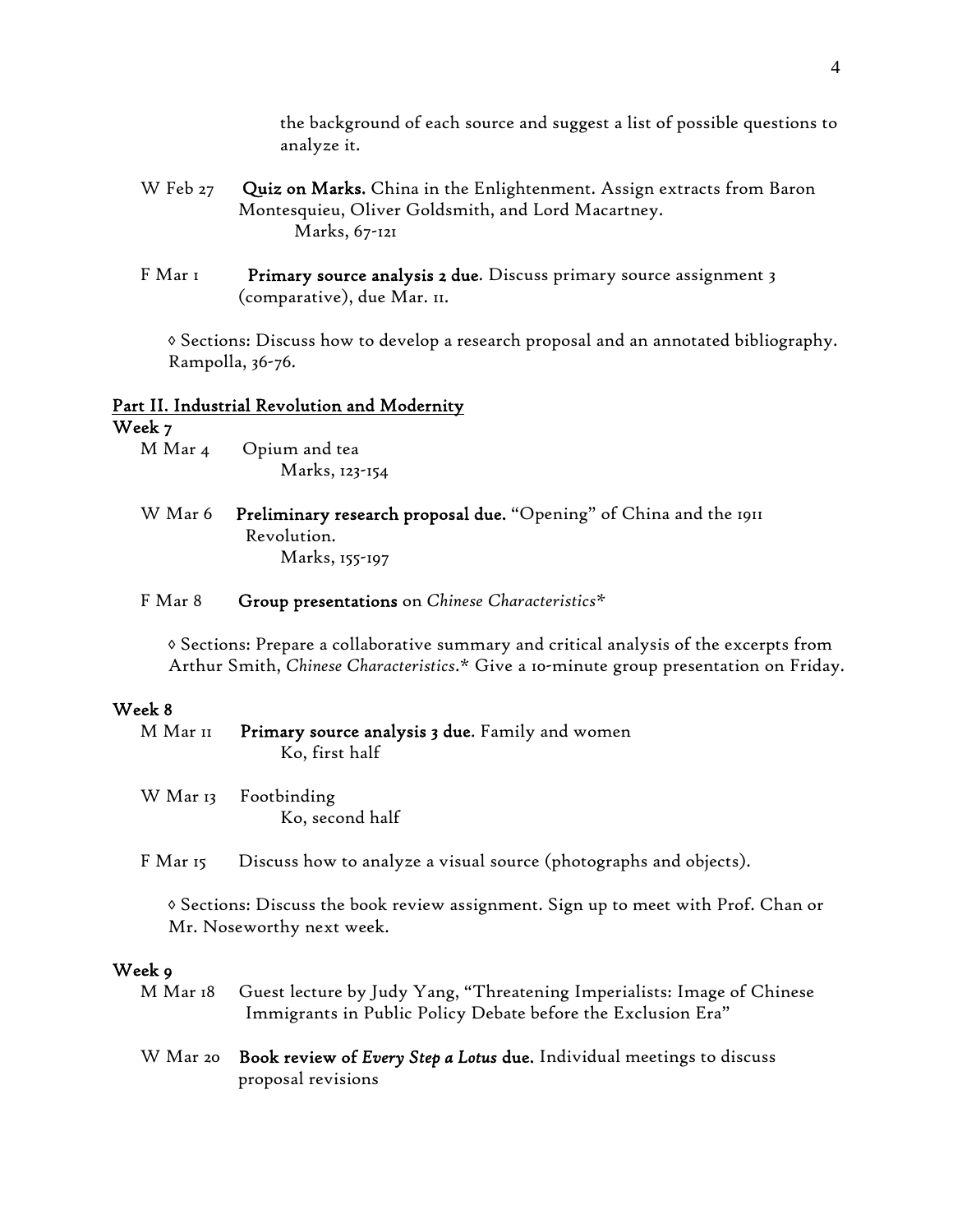the background of each source and suggest a list of possible questions to analyze it.

W Feb 27 **Quiz on Marks.** China in the Enlightenment. Assign extracts from Baron Montesquieu, Oliver Goldsmith, and Lord Macartney.
Marks, 67-121

F Mar 1 **Primary source analysis 2 due.** Discuss primary source assignment 3 (comparative), due Mar. 11.

◊ Sections: Discuss how to develop a research proposal and an annotated bibliography. Rampolla, 36-76.

## Part II. Industrial Revolution and Modernity

### Week 7

M Mar 4 Opium and tea
Marks, 123-154

W Mar 6 **Preliminary research proposal due.** "Opening" of China and the 1911 Revolution.
Marks, 155-197

F Mar 8 **Group presentations** on *Chinese Characteristics**

◊ Sections: Prepare a collaborative summary and critical analysis of the excerpts from Arthur Smith, *Chinese Characteristics*.* Give a 10-minute group presentation on Friday.

### Week 8

M Mar 11 **Primary source analysis 3 due.** Family and women
Ko, first half

W Mar 13 Footbinding
Ko, second half

F Mar 15 Discuss how to analyze a visual source (photographs and objects).

◊ Sections: Discuss the book review assignment. Sign up to meet with Prof. Chan or Mr. Noseworthy next week.

### Week 9

M Mar 18 Guest lecture by Judy Yang, "Threatening Imperialists: Image of Chinese Immigrants in Public Policy Debate before the Exclusion Era"

W Mar 20 **Book review of *Every Step a Lotus* due.** Individual meetings to discuss proposal revisions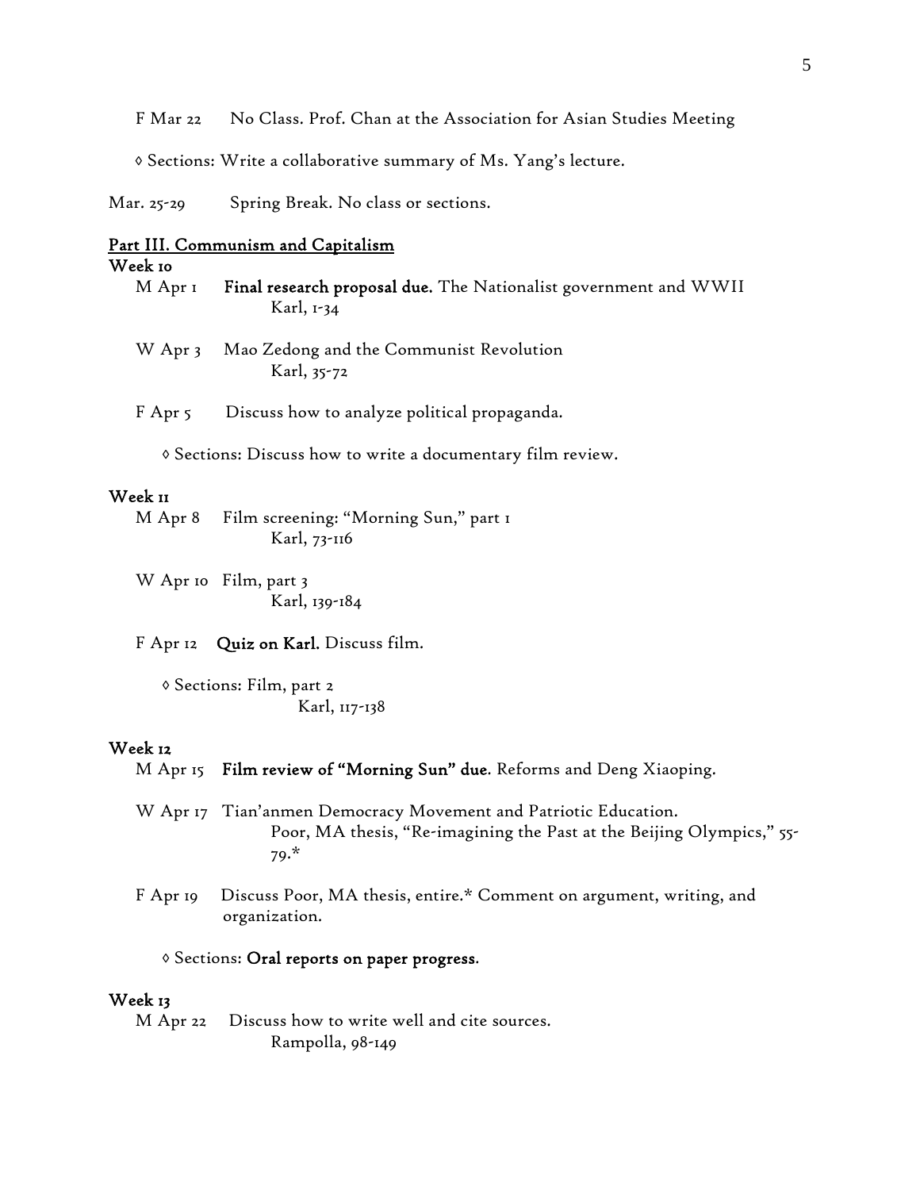F Mar 22 No Class. Prof. Chan at the Association for Asian Studies Meeting

◊ Sections: Write a collaborative summary of Ms. Yang's lecture.

Mar. 25-29 Spring Break. No class or sections.

## Part III. Communism and Capitalism

### Week 10

M Apr 1 **Final research proposal due.** The Nationalist government and WWII
Karl, 1-34

W Apr 3 Mao Zedong and the Communist Revolution
Karl, 35-72

F Apr 5 Discuss how to analyze political propaganda.

◊ Sections: Discuss how to write a documentary film review.

### Week 11

M Apr 8 Film screening: "Morning Sun," part 1
Karl, 73-116

W Apr 10 Film, part 3
Karl, 139-184

F Apr 12 **Quiz on Karl.** Discuss film.

◊ Sections: Film, part 2
Karl, 117-138

### Week 12

M Apr 15 **Film review of "Morning Sun" due**. Reforms and Deng Xiaoping.

W Apr 17 Tian'anmen Democracy Movement and Patriotic Education.
Poor, MA thesis, "Re-imagining the Past at the Beijing Olympics," 55-79.*

F Apr 19 Discuss Poor, MA thesis, entire.* Comment on argument, writing, and organization.

◊ Sections: **Oral reports on paper progress**.

### Week 13

M Apr 22 Discuss how to write well and cite sources.
Rampolla, 98-149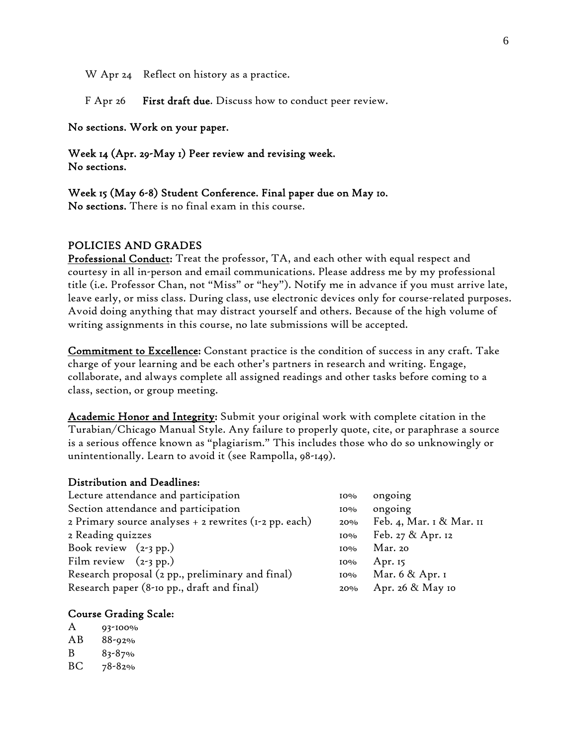W Apr 24  Reflect on history as a practice.

F Apr 26  **First draft due**. Discuss how to conduct peer review.

**No sections. Work on your paper.**

**Week 14 (Apr. 29-May 1) Peer review and revising week.**
**No sections.**

**Week 15 (May 6-8) Student Conference. Final paper due on May 10.**
**No sections.** There is no final exam in this course.

## POLICIES AND GRADES

**Professional Conduct:** Treat the professor, TA, and each other with equal respect and courtesy in all in-person and email communications. Please address me by my professional title (i.e. Professor Chan, not "Miss" or "hey"). Notify me in advance if you must arrive late, leave early, or miss class. During class, use electronic devices only for course-related purposes. Avoid doing anything that may distract yourself and others. Because of the high volume of writing assignments in this course, no late submissions will be accepted.

**Commitment to Excellence:** Constant practice is the condition of success in any craft. Take charge of your learning and be each other's partners in research and writing. Engage, collaborate, and always complete all assigned readings and other tasks before coming to a class, section, or group meeting.

**Academic Honor and Integrity:** Submit your original work with complete citation in the Turabian/Chicago Manual Style. Any failure to properly quote, cite, or paraphrase a source is a serious offence known as "plagiarism." This includes those who do so unknowingly or unintentionally. Learn to avoid it (see Rampolla, 98-149).

**Distribution and Deadlines:**

| | | |
|---|---|---|
| Lecture attendance and participation | 10% | ongoing |
| Section attendance and participation | 10% | ongoing |
| 2 Primary source analyses + 2 rewrites (1-2 pp. each) | 20% | Feb. 4, Mar. 1 & Mar. 11 |
| 2 Reading quizzes | 10% | Feb. 27 & Apr. 12 |
| Book review (2-3 pp.) | 10% | Mar. 20 |
| Film review (2-3 pp.) | 10% | Apr. 15 |
| Research proposal (2 pp., preliminary and final) | 10% | Mar. 6 & Apr. 1 |
| Research paper (8-10 pp., draft and final) | 20% | Apr. 26 & May 10 |

**Course Grading Scale:**

| | |
|---|---|
| A | 93-100% |
| AB | 88-92% |
| B | 83-87% |
| BC | 78-82% |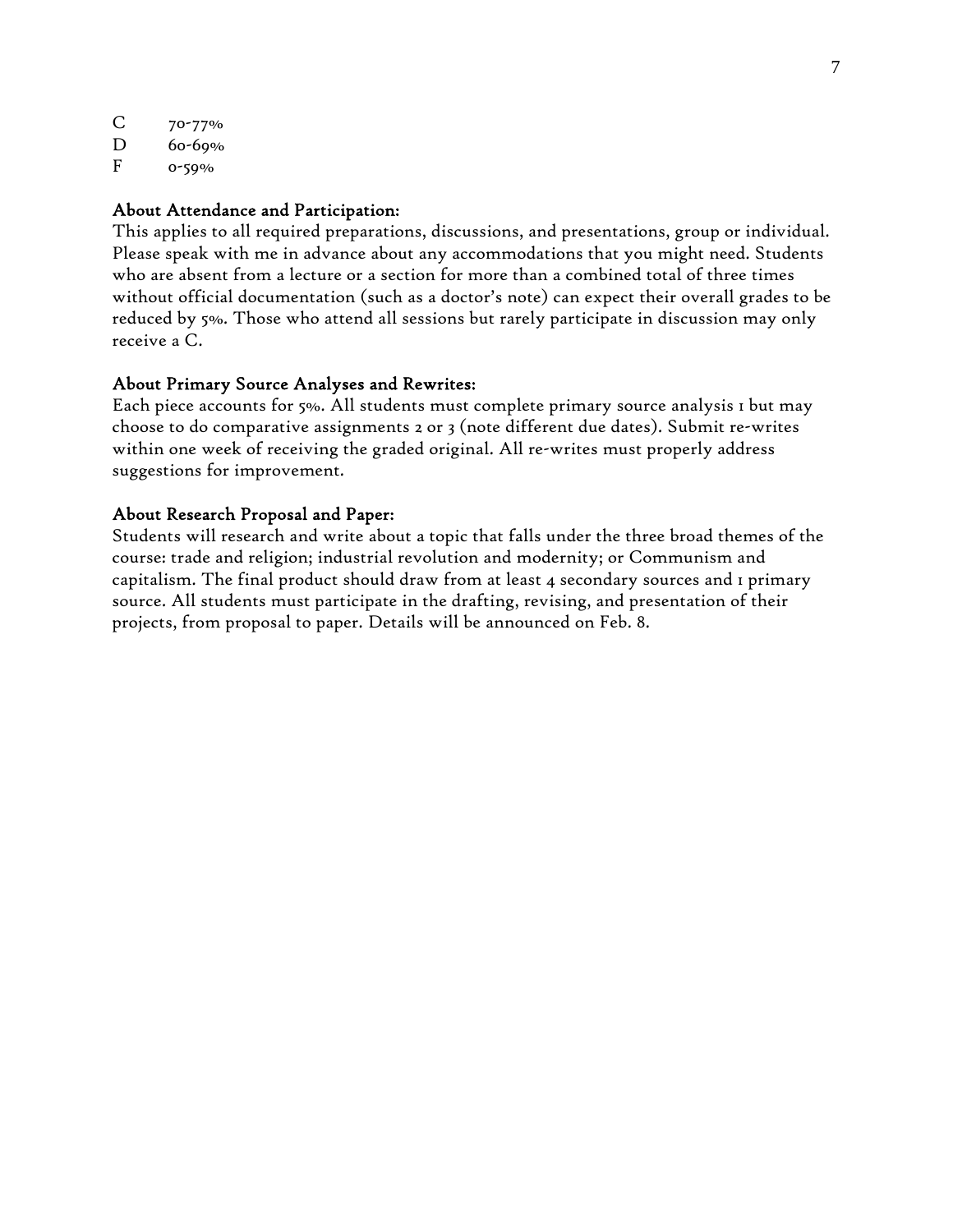| | |
|---|---|
| C | 70-77% |
| D | 60-69% |
| F | 0-59% |

### About Attendance and Participation:

This applies to all required preparations, discussions, and presentations, group or individual. Please speak with me in advance about any accommodations that you might need. Students who are absent from a lecture or a section for more than a combined total of three times without official documentation (such as a doctor's note) can expect their overall grades to be reduced by 5%. Those who attend all sessions but rarely participate in discussion may only receive a C.

### About Primary Source Analyses and Rewrites:

Each piece accounts for 5%. All students must complete primary source analysis 1 but may choose to do comparative assignments 2 or 3 (note different due dates). Submit re-writes within one week of receiving the graded original. All re-writes must properly address suggestions for improvement.

### About Research Proposal and Paper:

Students will research and write about a topic that falls under the three broad themes of the course: trade and religion; industrial revolution and modernity; or Communism and capitalism. The final product should draw from at least 4 secondary sources and 1 primary source. All students must participate in the drafting, revising, and presentation of their projects, from proposal to paper. Details will be announced on Feb. 8.